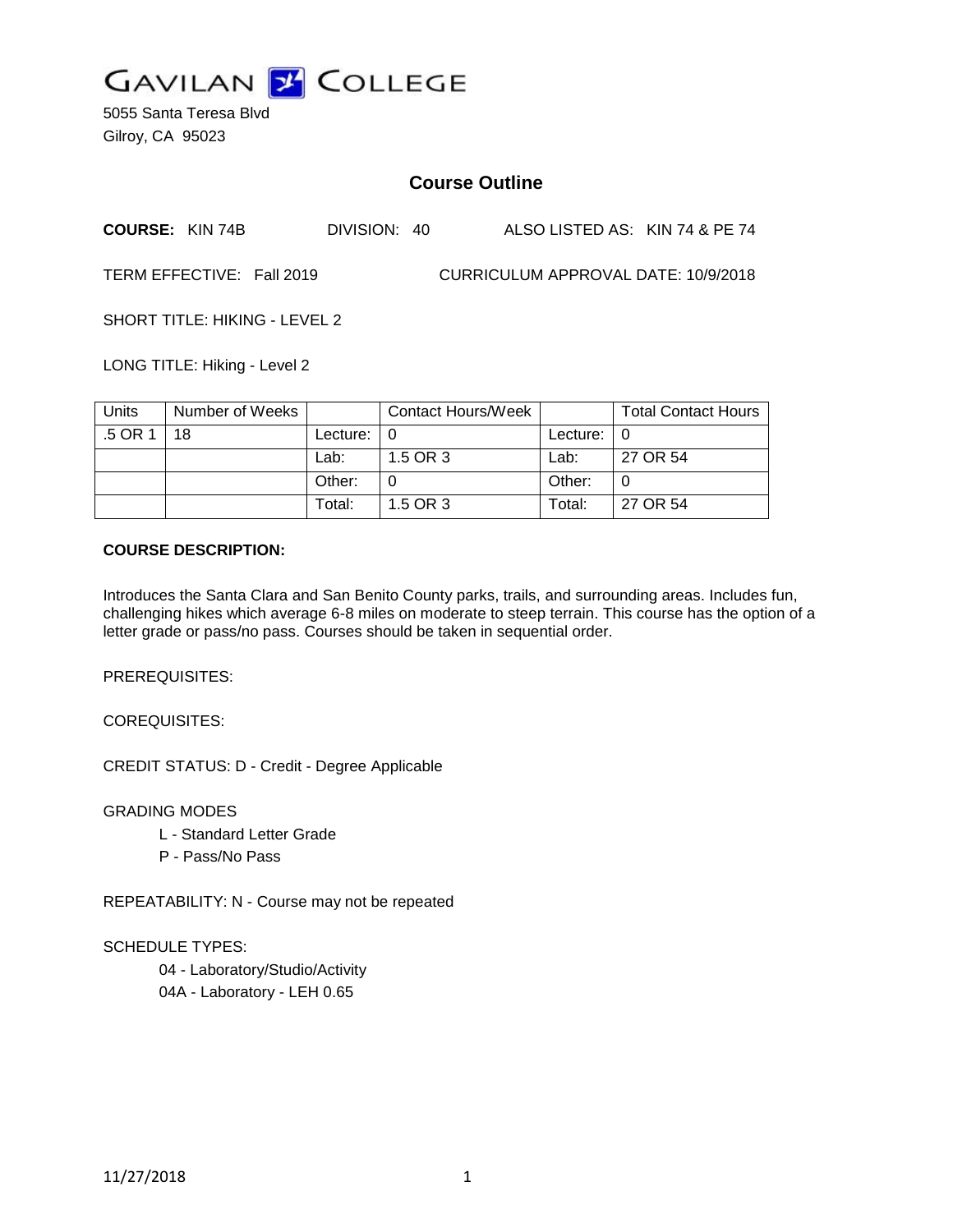# GAVILAN COLLEGE

5055 Santa Teresa Blvd
Gilroy, CA 95023

## Course Outline

**COURSE:** KIN 74B DIVISION: 40 ALSO LISTED AS: KIN 74 & PE 74

TERM EFFECTIVE: Fall 2019 CURRICULUM APPROVAL DATE: 10/9/2018

SHORT TITLE: HIKING - LEVEL 2

LONG TITLE: Hiking - Level 2

| Units | Number of Weeks | | Contact Hours/Week | | Total Contact Hours |
|---|---|---|---|---|---|
| .5 OR 1 | 18 | Lecture: | 0 | Lecture: | 0 |
| | | Lab: | 1.5 OR 3 | Lab: | 27 OR 54 |
| | | Other: | 0 | Other: | 0 |
| | | Total: | 1.5 OR 3 | Total: | 27 OR 54 |

**COURSE DESCRIPTION:**

Introduces the Santa Clara and San Benito County parks, trails, and surrounding areas. Includes fun, challenging hikes which average 6-8 miles on moderate to steep terrain. This course has the option of a letter grade or pass/no pass. Courses should be taken in sequential order.

PREREQUISITES:

COREQUISITES:

CREDIT STATUS: D - Credit - Degree Applicable

GRADING MODES

- L - Standard Letter Grade
- P - Pass/No Pass

REPEATABILITY: N - Course may not be repeated

SCHEDULE TYPES:

- 04 - Laboratory/Studio/Activity
- 04A - Laboratory - LEH 0.65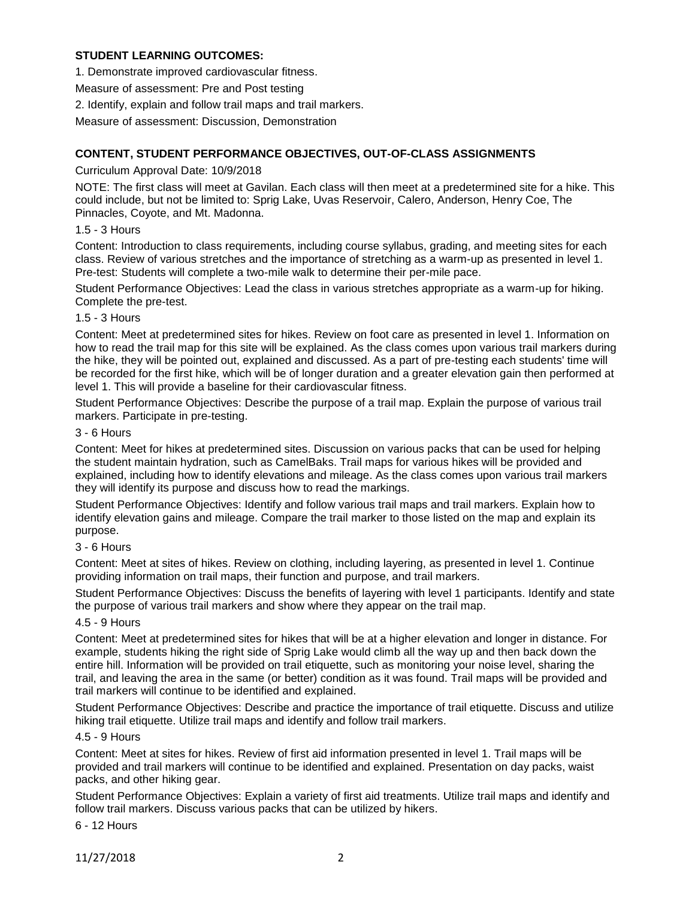**STUDENT LEARNING OUTCOMES:**

1. Demonstrate improved cardiovascular fitness.

Measure of assessment: Pre and Post testing

2. Identify, explain and follow trail maps and trail markers.

Measure of assessment: Discussion, Demonstration

**CONTENT, STUDENT PERFORMANCE OBJECTIVES, OUT-OF-CLASS ASSIGNMENTS**

Curriculum Approval Date: 10/9/2018

NOTE: The first class will meet at Gavilan. Each class will then meet at a predetermined site for a hike. This could include, but not be limited to: Sprig Lake, Uvas Reservoir, Calero, Anderson, Henry Coe, The Pinnacles, Coyote, and Mt. Madonna.

1.5 - 3 Hours

Content: Introduction to class requirements, including course syllabus, grading, and meeting sites for each class. Review of various stretches and the importance of stretching as a warm-up as presented in level 1. Pre-test: Students will complete a two-mile walk to determine their per-mile pace.

Student Performance Objectives: Lead the class in various stretches appropriate as a warm-up for hiking. Complete the pre-test.

1.5 - 3 Hours

Content: Meet at predetermined sites for hikes. Review on foot care as presented in level 1. Information on how to read the trail map for this site will be explained. As the class comes upon various trail markers during the hike, they will be pointed out, explained and discussed. As a part of pre-testing each students' time will be recorded for the first hike, which will be of longer duration and a greater elevation gain then performed at level 1. This will provide a baseline for their cardiovascular fitness.

Student Performance Objectives: Describe the purpose of a trail map. Explain the purpose of various trail markers. Participate in pre-testing.

3 - 6 Hours

Content: Meet for hikes at predetermined sites. Discussion on various packs that can be used for helping the student maintain hydration, such as CamelBaks. Trail maps for various hikes will be provided and explained, including how to identify elevations and mileage. As the class comes upon various trail markers they will identify its purpose and discuss how to read the markings.

Student Performance Objectives: Identify and follow various trail maps and trail markers. Explain how to identify elevation gains and mileage. Compare the trail marker to those listed on the map and explain its purpose.

3 - 6 Hours

Content: Meet at sites of hikes. Review on clothing, including layering, as presented in level 1. Continue providing information on trail maps, their function and purpose, and trail markers.

Student Performance Objectives: Discuss the benefits of layering with level 1 participants. Identify and state the purpose of various trail markers and show where they appear on the trail map.

4.5 - 9 Hours

Content: Meet at predetermined sites for hikes that will be at a higher elevation and longer in distance. For example, students hiking the right side of Sprig Lake would climb all the way up and then back down the entire hill. Information will be provided on trail etiquette, such as monitoring your noise level, sharing the trail, and leaving the area in the same (or better) condition as it was found. Trail maps will be provided and trail markers will continue to be identified and explained.

Student Performance Objectives: Describe and practice the importance of trail etiquette. Discuss and utilize hiking trail etiquette. Utilize trail maps and identify and follow trail markers.

4.5 - 9 Hours

Content: Meet at sites for hikes. Review of first aid information presented in level 1. Trail maps will be provided and trail markers will continue to be identified and explained. Presentation on day packs, waist packs, and other hiking gear.

Student Performance Objectives: Explain a variety of first aid treatments. Utilize trail maps and identify and follow trail markers. Discuss various packs that can be utilized by hikers.

6 - 12 Hours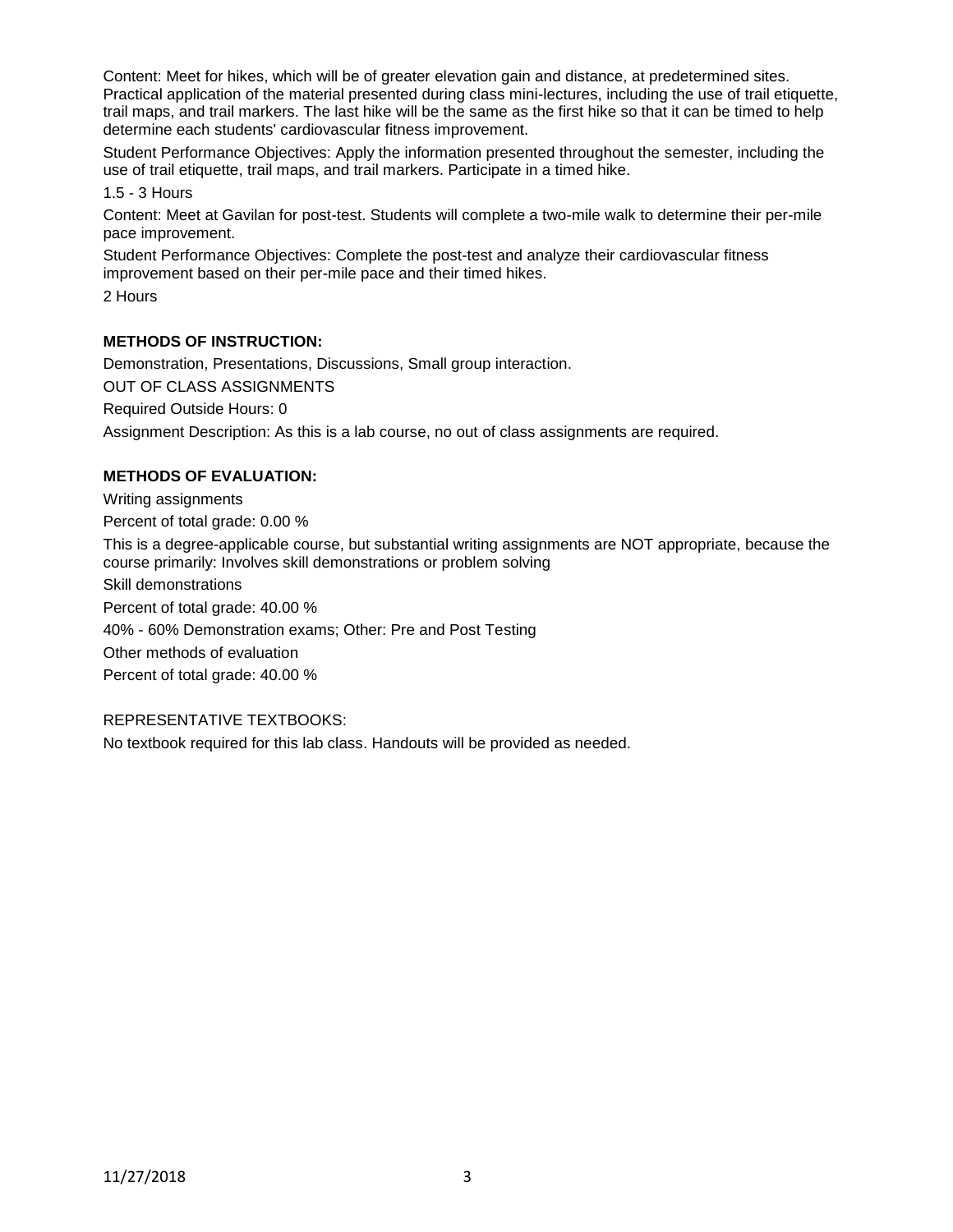Content: Meet for hikes, which will be of greater elevation gain and distance, at predetermined sites. Practical application of the material presented during class mini-lectures, including the use of trail etiquette, trail maps, and trail markers. The last hike will be the same as the first hike so that it can be timed to help determine each students' cardiovascular fitness improvement.

Student Performance Objectives: Apply the information presented throughout the semester, including the use of trail etiquette, trail maps, and trail markers. Participate in a timed hike.

1.5 - 3 Hours

Content: Meet at Gavilan for post-test. Students will complete a two-mile walk to determine their per-mile pace improvement.

Student Performance Objectives: Complete the post-test and analyze their cardiovascular fitness improvement based on their per-mile pace and their timed hikes.

2 Hours

**METHODS OF INSTRUCTION:**

Demonstration, Presentations, Discussions, Small group interaction.

OUT OF CLASS ASSIGNMENTS

Required Outside Hours: 0

Assignment Description: As this is a lab course, no out of class assignments are required.

**METHODS OF EVALUATION:**

Writing assignments

Percent of total grade: 0.00 %

This is a degree-applicable course, but substantial writing assignments are NOT appropriate, because the course primarily: Involves skill demonstrations or problem solving

Skill demonstrations

Percent of total grade: 40.00 %

40% - 60% Demonstration exams; Other: Pre and Post Testing

Other methods of evaluation

Percent of total grade: 40.00 %

REPRESENTATIVE TEXTBOOKS:

No textbook required for this lab class. Handouts will be provided as needed.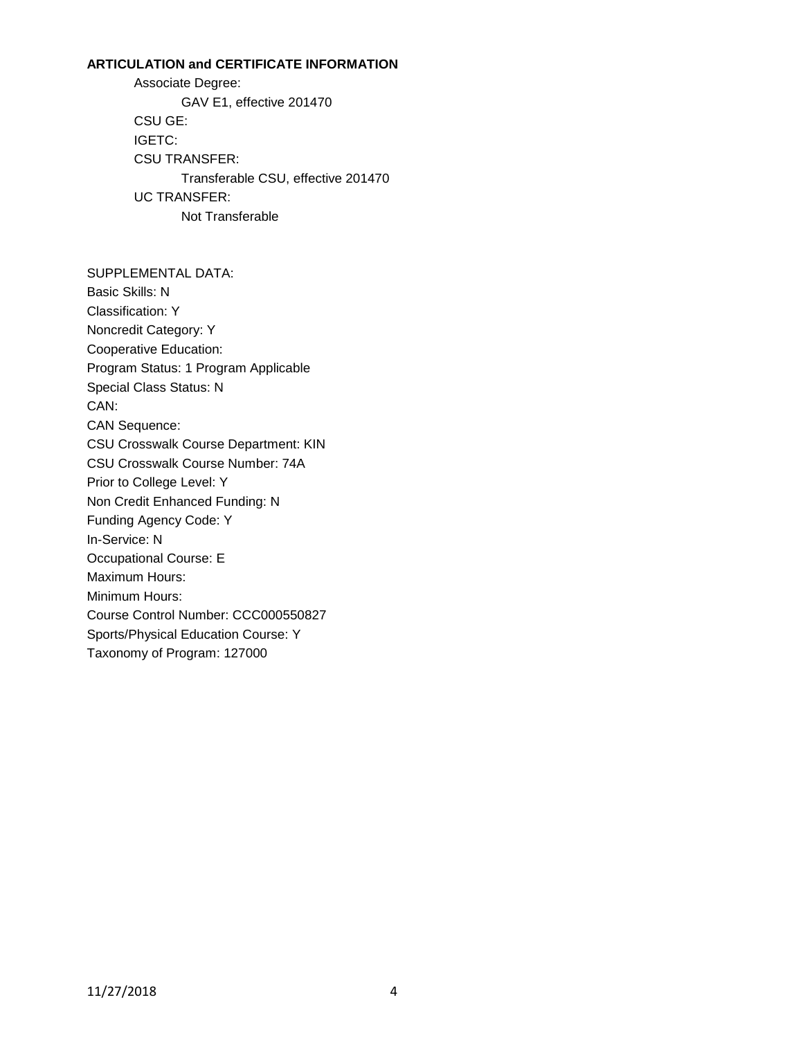**ARTICULATION and CERTIFICATE INFORMATION**

Associate Degree:

GAV E1, effective 201470

CSU GE:

IGETC:

CSU TRANSFER:

Transferable CSU, effective 201470

UC TRANSFER:

Not Transferable

SUPPLEMENTAL DATA:
Basic Skills: N
Classification: Y
Noncredit Category: Y
Cooperative Education:
Program Status: 1 Program Applicable
Special Class Status: N
CAN:
CAN Sequence:
CSU Crosswalk Course Department: KIN
CSU Crosswalk Course Number: 74A
Prior to College Level: Y
Non Credit Enhanced Funding: N
Funding Agency Code: Y
In-Service: N
Occupational Course: E
Maximum Hours:
Minimum Hours:
Course Control Number: CCC000550827
Sports/Physical Education Course: Y
Taxonomy of Program: 127000